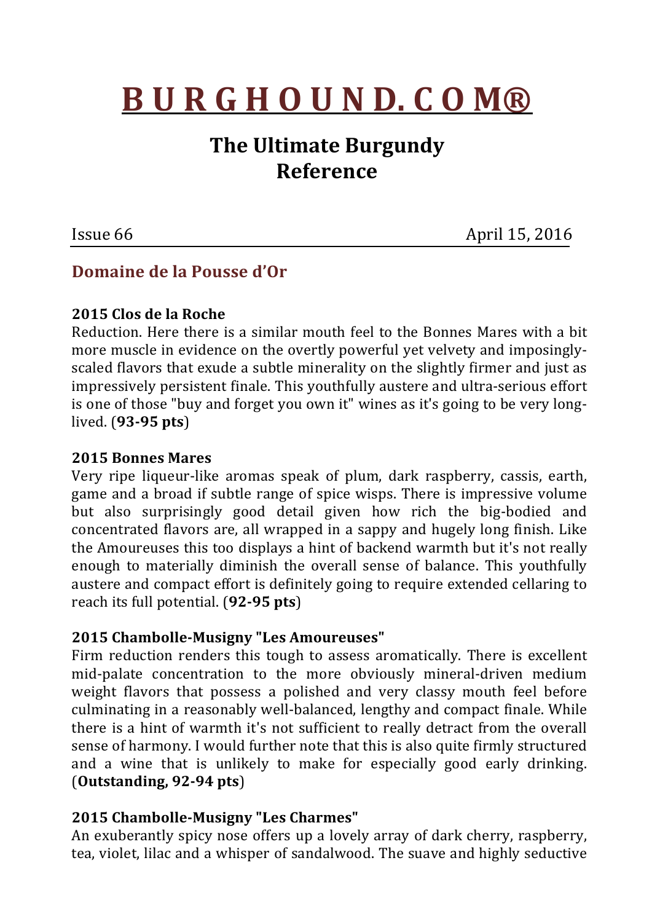# B U R G H O U N D. C O M®

## The Ultimate Burgundy Reference

Issue 66 April 15, 2016

### Domaine de la Pousse d'Or

**2015 Clos de la Roche**

Reduction. Here there is a similar mouth feel to the Bonnes Mares with a bit more muscle in evidence on the overtly powerful yet velvety and imposingly-scaled flavors that exude a subtle minerality on the slightly firmer and just as impressively persistent finale. This youthfully austere and ultra-serious effort is one of those "buy and forget you own it" wines as it's going to be very long-lived. (**93-95 pts**)

**2015 Bonnes Mares**

Very ripe liqueur-like aromas speak of plum, dark raspberry, cassis, earth, game and a broad if subtle range of spice wisps. There is impressive volume but also surprisingly good detail given how rich the big-bodied and concentrated flavors are, all wrapped in a sappy and hugely long finish. Like the Amoureuses this too displays a hint of backend warmth but it's not really enough to materially diminish the overall sense of balance. This youthfully austere and compact effort is definitely going to require extended cellaring to reach its full potential. (**92-95 pts**)

**2015 Chambolle-Musigny "Les Amoureuses"**

Firm reduction renders this tough to assess aromatically. There is excellent mid-palate concentration to the more obviously mineral-driven medium weight flavors that possess a polished and very classy mouth feel before culminating in a reasonably well-balanced, lengthy and compact finale. While there is a hint of warmth it's not sufficient to really detract from the overall sense of harmony. I would further note that this is also quite firmly structured and a wine that is unlikely to make for especially good early drinking. (**Outstanding, 92-94 pts**)

**2015 Chambolle-Musigny "Les Charmes"**

An exuberantly spicy nose offers up a lovely array of dark cherry, raspberry, tea, violet, lilac and a whisper of sandalwood. The suave and highly seductive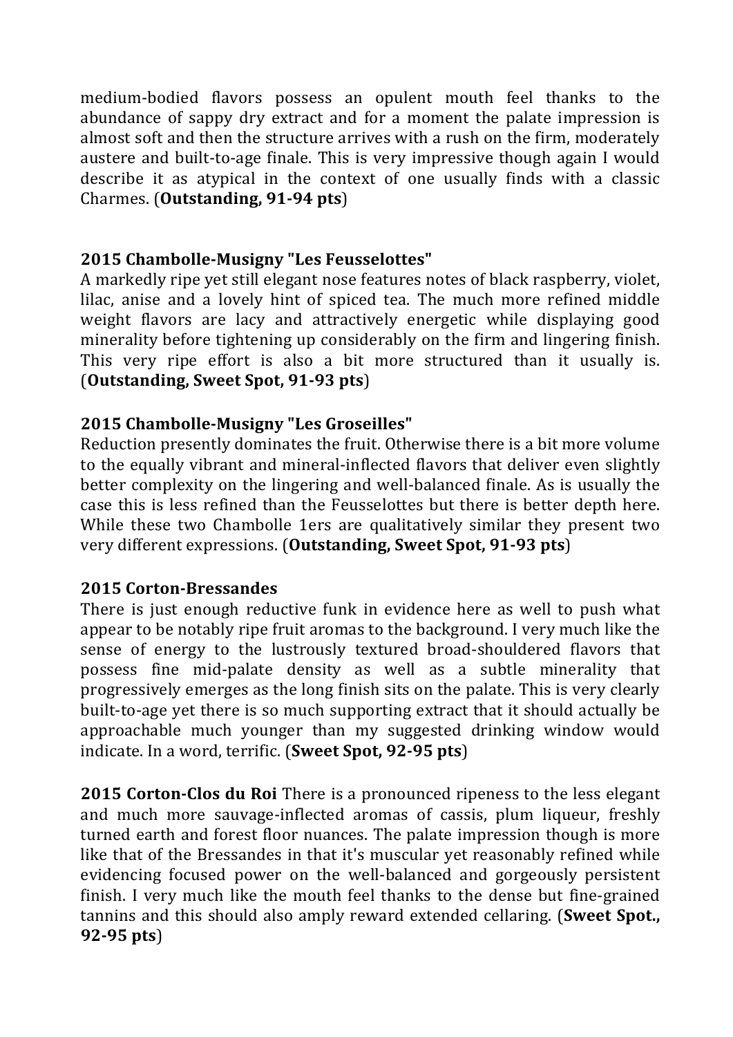medium-bodied flavors possess an opulent mouth feel thanks to the abundance of sappy dry extract and for a moment the palate impression is almost soft and then the structure arrives with a rush on the firm, moderately austere and built-to-age finale. This is very impressive though again I would describe it as atypical in the context of one usually finds with a classic Charmes. (**Outstanding, 91-94 pts**)

### 2015 Chambolle-Musigny "Les Feusselottes"

A markedly ripe yet still elegant nose features notes of black raspberry, violet, lilac, anise and a lovely hint of spiced tea. The much more refined middle weight flavors are lacy and attractively energetic while displaying good minerality before tightening up considerably on the firm and lingering finish. This very ripe effort is also a bit more structured than it usually is. (**Outstanding, Sweet Spot, 91-93 pts**)

### 2015 Chambolle-Musigny "Les Groseilles"

Reduction presently dominates the fruit. Otherwise there is a bit more volume to the equally vibrant and mineral-inflected flavors that deliver even slightly better complexity on the lingering and well-balanced finale. As is usually the case this is less refined than the Feusselottes but there is better depth here. While these two Chambolle 1ers are qualitatively similar they present two very different expressions. (**Outstanding, Sweet Spot, 91-93 pts**)

### 2015 Corton-Bressandes

There is just enough reductive funk in evidence here as well to push what appear to be notably ripe fruit aromas to the background. I very much like the sense of energy to the lustrously textured broad-shouldered flavors that possess fine mid-palate density as well as a subtle minerality that progressively emerges as the long finish sits on the palate. This is very clearly built-to-age yet there is so much supporting extract that it should actually be approachable much younger than my suggested drinking window would indicate. In a word, terrific. (**Sweet Spot, 92-95 pts**)

**2015 Corton-Clos du Roi** There is a pronounced ripeness to the less elegant and much more sauvage-inflected aromas of cassis, plum liqueur, freshly turned earth and forest floor nuances. The palate impression though is more like that of the Bressandes in that it's muscular yet reasonably refined while evidencing focused power on the well-balanced and gorgeously persistent finish. I very much like the mouth feel thanks to the dense but fine-grained tannins and this should also amply reward extended cellaring. (**Sweet Spot., 92-95 pts**)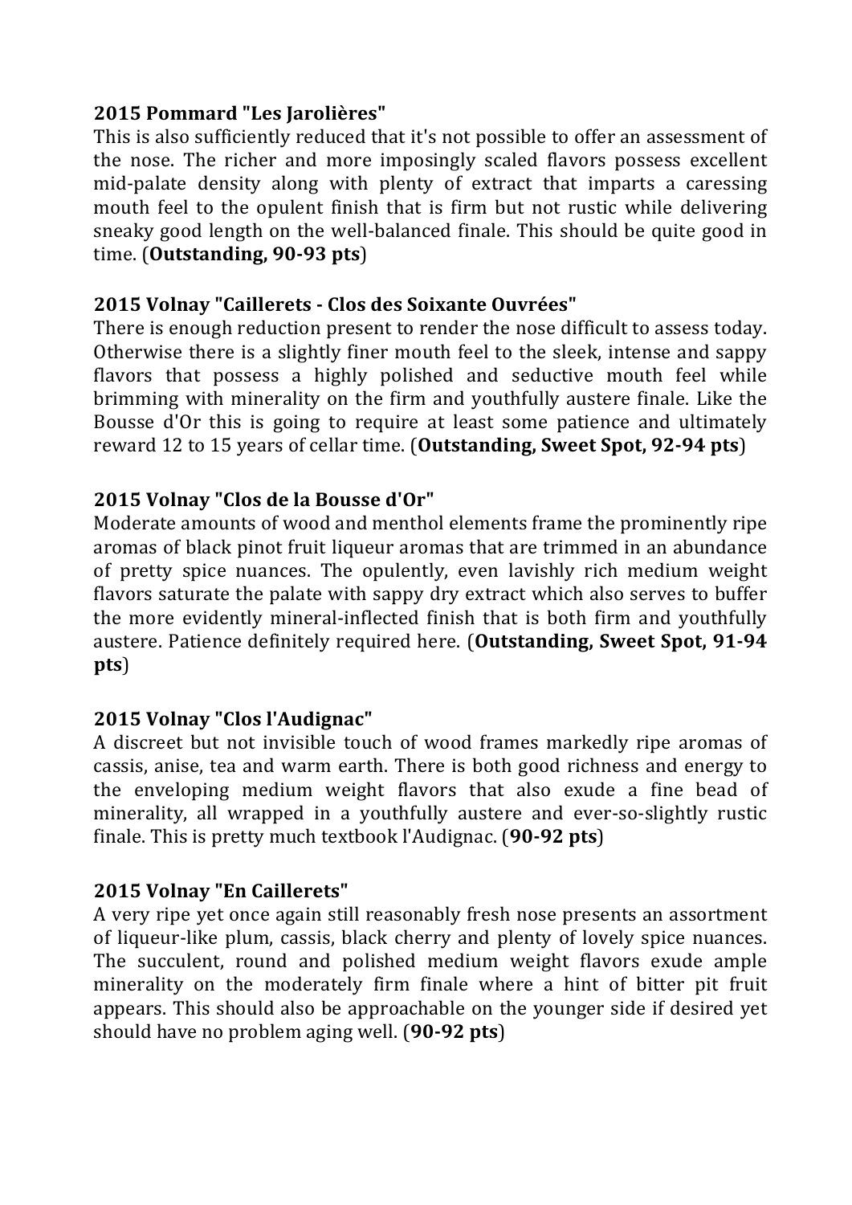**2015 Pommard "Les Jarolières"**
This is also sufficiently reduced that it's not possible to offer an assessment of the nose. The richer and more imposingly scaled flavors possess excellent mid-palate density along with plenty of extract that imparts a caressing mouth feel to the opulent finish that is firm but not rustic while delivering sneaky good length on the well-balanced finale. This should be quite good in time. (**Outstanding, 90-93 pts**)

**2015 Volnay "Caillerets - Clos des Soixante Ouvrées"**
There is enough reduction present to render the nose difficult to assess today. Otherwise there is a slightly finer mouth feel to the sleek, intense and sappy flavors that possess a highly polished and seductive mouth feel while brimming with minerality on the firm and youthfully austere finale. Like the Bousse d'Or this is going to require at least some patience and ultimately reward 12 to 15 years of cellar time. (**Outstanding, Sweet Spot, 92-94 pts**)

**2015 Volnay "Clos de la Bousse d'Or"**
Moderate amounts of wood and menthol elements frame the prominently ripe aromas of black pinot fruit liqueur aromas that are trimmed in an abundance of pretty spice nuances. The opulently, even lavishly rich medium weight flavors saturate the palate with sappy dry extract which also serves to buffer the more evidently mineral-inflected finish that is both firm and youthfully austere. Patience definitely required here. (**Outstanding, Sweet Spot, 91-94 pts**)

**2015 Volnay "Clos l'Audignac"**
A discreet but not invisible touch of wood frames markedly ripe aromas of cassis, anise, tea and warm earth. There is both good richness and energy to the enveloping medium weight flavors that also exude a fine bead of minerality, all wrapped in a youthfully austere and ever-so-slightly rustic finale. This is pretty much textbook l'Audignac. (**90-92 pts**)

**2015 Volnay "En Caillerets"**
A very ripe yet once again still reasonably fresh nose presents an assortment of liqueur-like plum, cassis, black cherry and plenty of lovely spice nuances. The succulent, round and polished medium weight flavors exude ample minerality on the moderately firm finale where a hint of bitter pit fruit appears. This should also be approachable on the younger side if desired yet should have no problem aging well. (**90-92 pts**)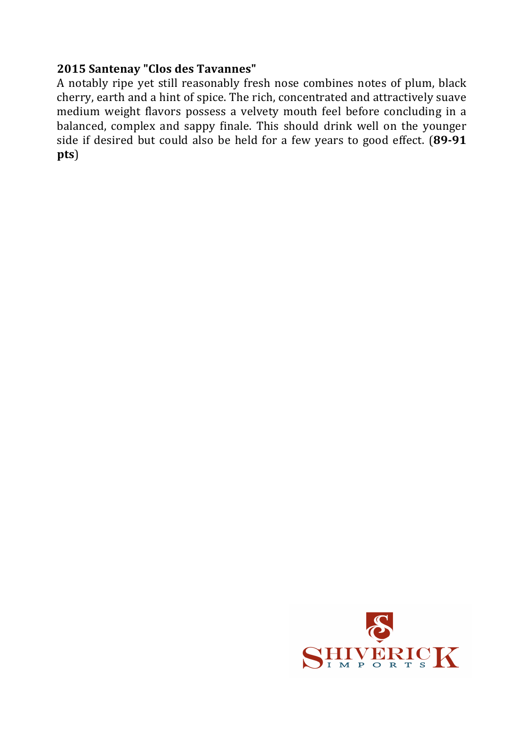**2015 Santenay "Clos des Tavannes"**

A notably ripe yet still reasonably fresh nose combines notes of plum, black cherry, earth and a hint of spice. The rich, concentrated and attractively suave medium weight flavors possess a velvety mouth feel before concluding in a balanced, complex and sappy finale. This should drink well on the younger side if desired but could also be held for a few years to good effect. (**89-91 pts**)